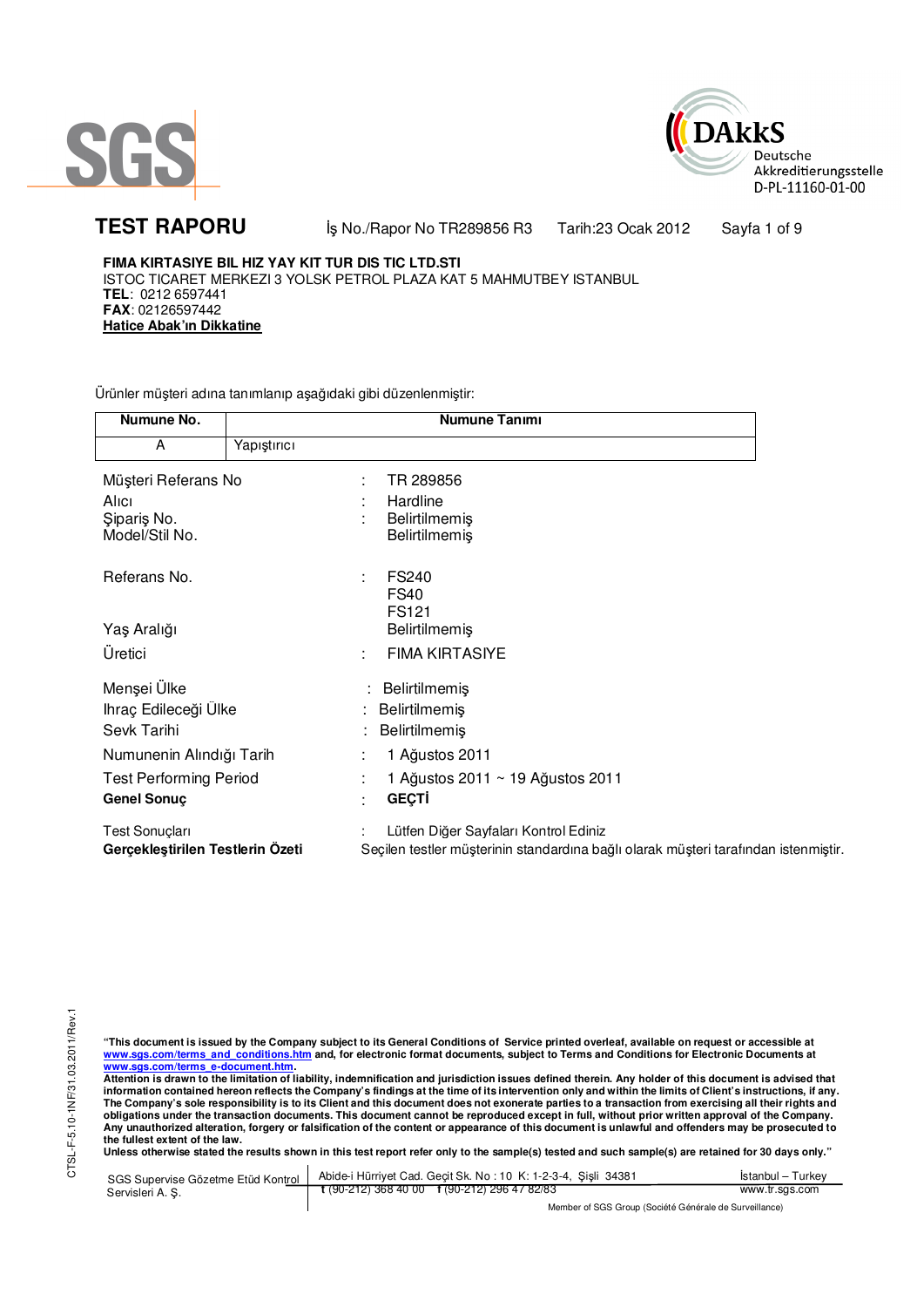SGS

DAkkS
Deutsche
Akkreditierungsstelle
D-PL-11160-01-00

# TEST RAPORU

İş No./Rapor No TR289856 R3 Tarih:23 Ocak 2012

**FIMA KIRTASIYE BIL HIZ YAY KIT TUR DIS TIC LTD.STI**
ISTOC TICARET MERKEZI 3 YOLSK PETROL PLAZA KAT 5 MAHMUTBEY ISTANBUL
**TEL**: 0212 6597441
**FAX**: 02126597442
**Hatice Abak'ın Dikkatine**

Ürünler müşteri adına tanımlanıp aşağıdaki gibi düzenlenmiştir:

| Numune No. | Numune Tanımı |
|---|---|
| A | Yapıştırıcı |

| | | |
|---|---|---|
| Müşteri Referans No | : | TR 289856 |
| Alıcı | : | Hardline |
| Şipariş No. | : | Belirtilmemiş |
| Model/Stil No. | | Belirtilmemiş |
| Referans No. | : | FS240<br>FS40<br>FS121 |
| Yaş Aralığı | | Belirtilmemiş |
| Üretici | : | FIMA KIRTASIYE |
| Menşei Ülke | : | Belirtilmemiş |
| Ihraç Edileceği Ülke | : | Belirtilmemiş |
| Sevk Tarihi | : | Belirtilmemiş |
| Numunenin Alındığı Tarih | : | 1 Ağustos 2011 |
| Test Performing Period | : | 1 Ağustos 2011 ~ 19 Ağustos 2011 |
| **Genel Sonuç** | : | **GEÇTİ** |
| Test Sonuçları | : | Lütfen Diğer Sayfaları Kontrol Ediniz |
| **Gerçekleştirilen Testlerin Özeti** | | Seçilen testler müşterinin standardına bağlı olarak müşteri tarafından istenmiştir. |

CTSL-F-5.10-1NF/31.03.2011/Rev.1

**"This document is issued by the Company subject to its General Conditions of Service printed overleaf, available on request or accessible at www.sgs.com/terms_and_conditions.htm and, for electronic format documents, subject to Terms and Conditions for Electronic Documents at www.sgs.com/terms_e-document.htm.**
**Attention is drawn to the limitation of liability, indemnification and jurisdiction issues defined therein. Any holder of this document is advised that information contained hereon reflects the Company's findings at the time of its intervention only and within the limits of Client's instructions, if any. The Company's sole responsibility is to its Client and this document does not exonerate parties to a transaction from exercising all their rights and obligations under the transaction documents. This document cannot be reproduced except in full, without prior written approval of the Company. Any unauthorized alteration, forgery or falsification of the content or appearance of this document is unlawful and offenders may be prosecuted to the fullest extent of the law.**
**Unless otherwise stated the results shown in this test report refer only to the sample(s) tested and such sample(s) are retained for 30 days only."**

SGS Supervise Gözetme Etüd Kontrol Servisleri A. Ş. | Abide-i Hürriyet Cad. Geçit Sk. No : 10 K: 1-2-3-4, Şişli 34381 | İstanbul – Turkey
t (90-212) 368 40 00 f (90-212) 296 47 82/83 | www.tr.sgs.com

Member of SGS Group (Société Générale de Surveillance)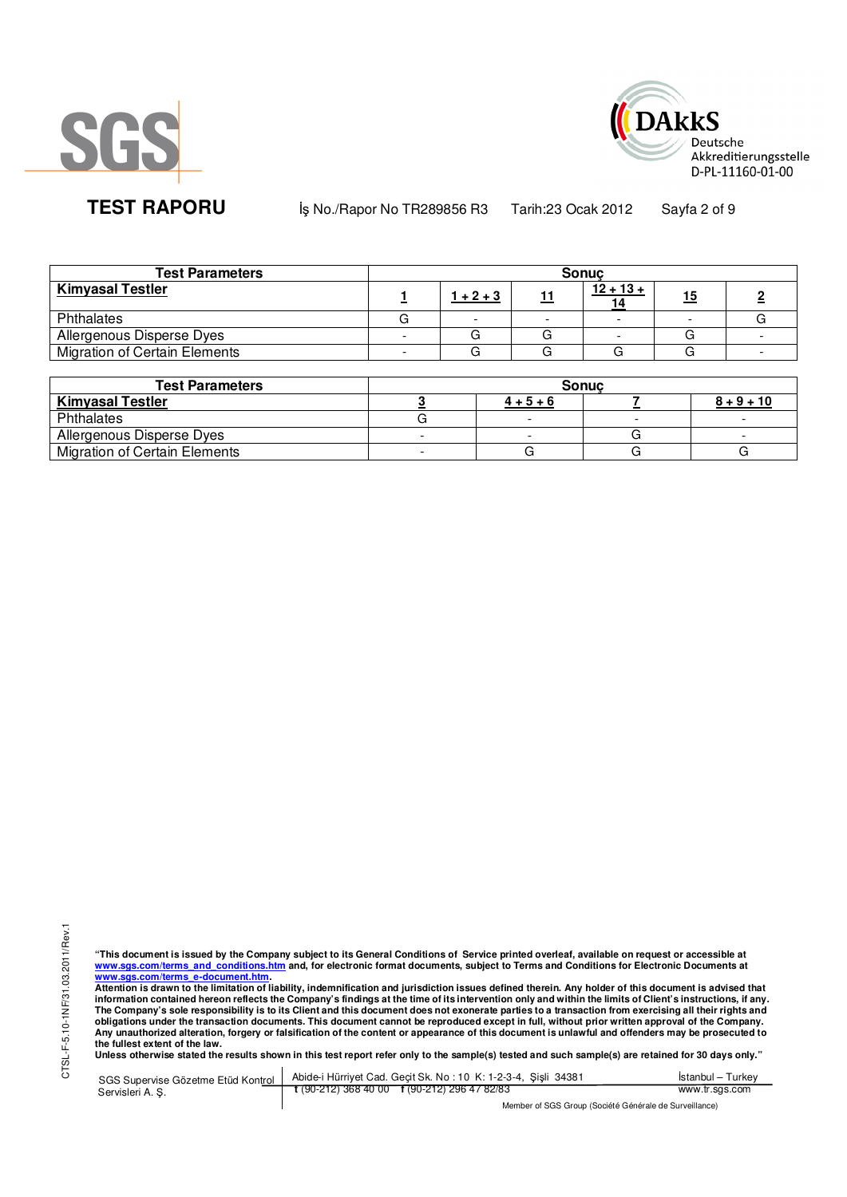| Test Parameters | Sonuç | | | | | |
|---|---|---|---|---|---|---|
| **Kimyasal Testler** | **1** | **1 + 2 + 3** | **11** | **12 + 13 + 14** | **15** | **2** |
| Phthalates | G | - | - | - | - | G |
| Allergenous Disperse Dyes | - | G | G | - | G | - |
| Migration of Certain Elements | - | G | G | G | G | - |

| Test Parameters | Sonuç | | | |
|---|---|---|---|---|
| **Kimyasal Testler** | **3** | **4 + 5 + 6** | **7** | **8 + 9 + 10** |
| Phthalates | G | - | - | - |
| Allergenous Disperse Dyes | - | - | G | - |
| Migration of Certain Elements | - | G | G | G |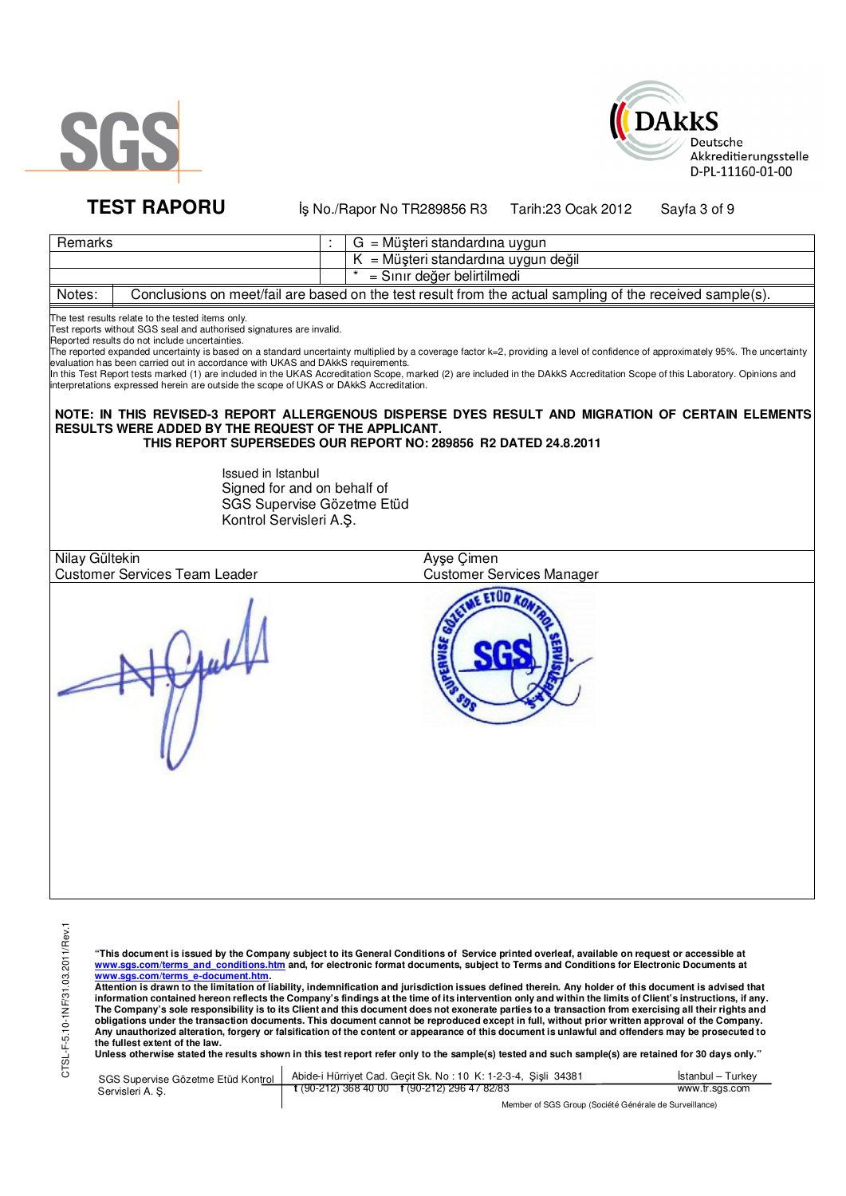# TEST RAPORU

İş No./Rapor No TR289856 R3 Tarih:23 Ocak 2012

| Remarks | : | G = Müşteri standardına uygun |
|---|---|---|
| | | K = Müşteri standardına uygun değil |
| | | * = Sınır değer belirtilmedi |

Notes: Conclusions on meet/fail are based on the test result from the actual sampling of the received sample(s).

The test results relate to the tested items only.
Test reports without SGS seal and authorised signatures are invalid.
Reported results do not include uncertainties.
The reported expanded uncertainty is based on a standard uncertainty multiplied by a coverage factor k=2, providing a level of confidence of approximately 95%. The uncertainty evaluation has been carried out in accordance with UKAS and DAkkS requirements.
In this Test Report tests marked (1) are included in the UKAS Accreditation Scope, marked (2) are included in the DAkkS Accreditation Scope of this Laboratory. Opinions and interpretations expressed herein are outside the scope of UKAS or DAkkS Accreditation.

**NOTE: IN THIS REVISED-3 REPORT ALLERGENOUS DISPERSE DYES RESULT AND MIGRATION OF CERTAIN ELEMENTS RESULTS WERE ADDED BY THE REQUEST OF THE APPLICANT.**
**THIS REPORT SUPERSEDES OUR REPORT NO: 289856 R2 DATED 24.8.2011**

Issued in Istanbul
Signed for and on behalf of
SGS Supervise Gözetme Etüd
Kontrol Servisleri A.Ş.

| Nilay Gültekin | Ayşe Çimen |
|---|---|
| Customer Services Team Leader | Customer Services Manager |

CTSL-F-5.10-1NF/31.03.2011/Rev.1

**"This document is issued by the Company subject to its General Conditions of Service printed overleaf, available on request or accessible at www.sgs.com/terms_and_conditions.htm and, for electronic format documents, subject to Terms and Conditions for Electronic Documents at www.sgs.com/terms_e-document.htm.**
**Attention is drawn to the limitation of liability, indemnification and jurisdiction issues defined therein. Any holder of this document is advised that information contained hereon reflects the Company's findings at the time of its intervention only and within the limits of Client's instructions, if any. The Company's sole responsibility is to its Client and this document does not exonerate parties to a transaction from exercising all their rights and obligations under the transaction documents. This document cannot be reproduced except in full, without prior written approval of the Company. Any unauthorized alteration, forgery or falsification of the content or appearance of this document is unlawful and offenders may be prosecuted to the fullest extent of the law.**
**Unless otherwise stated the results shown in this test report refer only to the sample(s) tested and such sample(s) are retained for 30 days only."**

SGS Supervise Gözetme Etüd Kontrol Servisleri A. Ş. | Abide-i Hürriyet Cad. Geçit Sk. No : 10 K: 1-2-3-4, Şişli 34381 t (90-212) 368 40 00 f (90-212) 296 47 82/83 | İstanbul – Turkey www.tr.sgs.com

Member of SGS Group (Société Générale de Surveillance)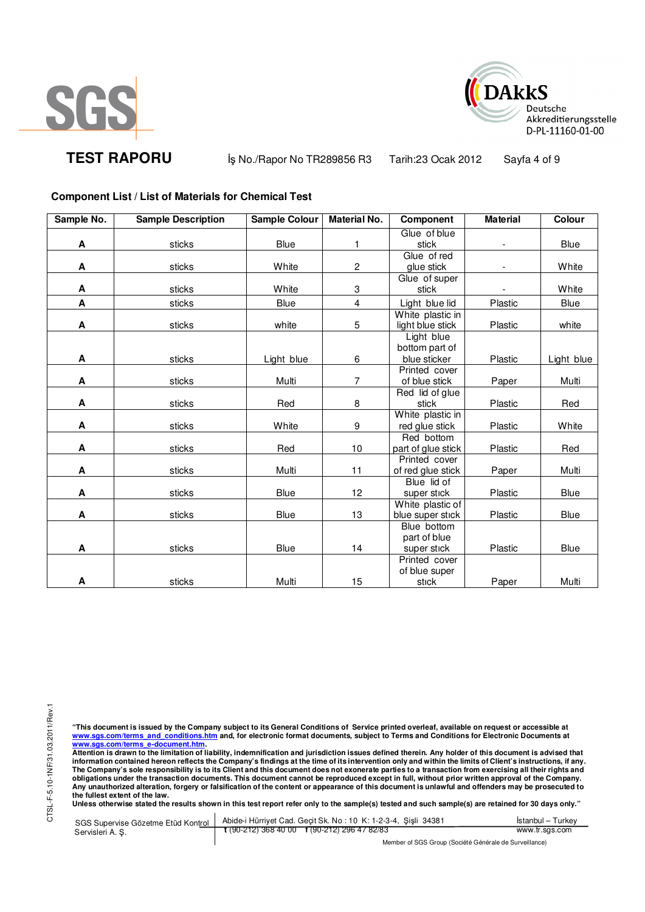## Component List / List of Materials for Chemical Test

| Sample No. | Sample Description | Sample Colour | Material No. | Component | Material | Colour |
|---|---|---|---|---|---|---|
| A | sticks | Blue | 1 | Glue of blue stick | - | Blue |
| A | sticks | White | 2 | Glue of red glue stick | - | White |
| A | sticks | White | 3 | Glue of super stick | - | White |
| A | sticks | Blue | 4 | Light blue lid | Plastic | Blue |
| A | sticks | white | 5 | White plastic in light blue stick | Plastic | white |
| A | sticks | Light blue | 6 | Light blue bottom part of blue sticker | Plastic | Light blue |
| A | sticks | Multi | 7 | Printed cover of blue stick | Paper | Multi |
| A | sticks | Red | 8 | Red lid of glue stick | Plastic | Red |
| A | sticks | White | 9 | White plastic in red glue stick | Plastic | White |
| A | sticks | Red | 10 | Red bottom part of glue stick | Plastic | Red |
| A | sticks | Multi | 11 | Printed cover of red glue stick | Paper | Multi |
| A | sticks | Blue | 12 | Blue lid of super stick | Plastic | Blue |
| A | sticks | Blue | 13 | White plastic of blue super stick | Plastic | Blue |
| A | sticks | Blue | 14 | Blue bottom part of blue super stick | Plastic | Blue |
| A | sticks | Multi | 15 | Printed cover of blue super stick | Paper | Multi |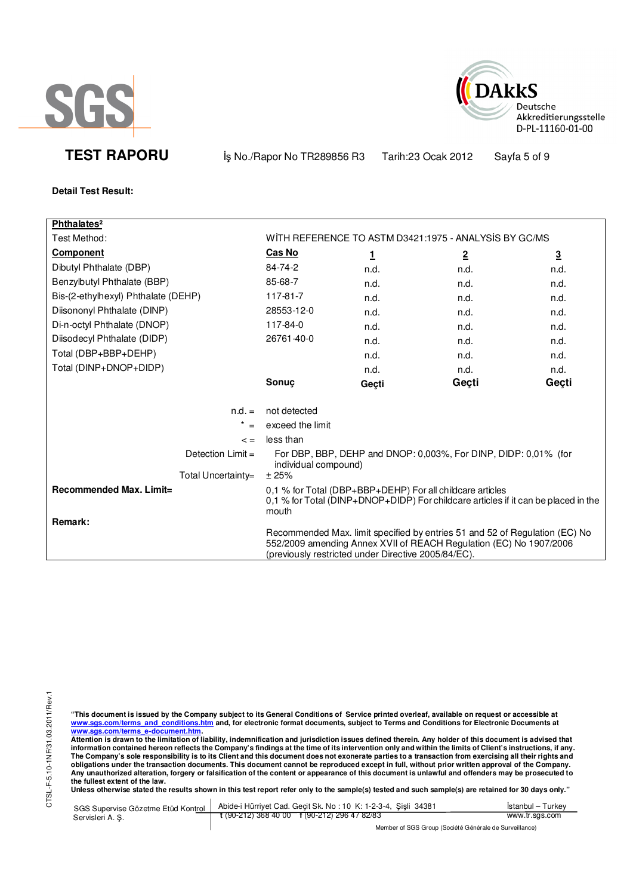# TEST RAPORU

İş No./Rapor No TR289856 R3 Tarih:23 Ocak 2012

**Detail Test Result:**

**Phthalates[2]**

Test Method: WİTH REFERENCE TO ASTM D3421:1975 - ANALYSİS BY GC/MS

| Component | Cas No | 1 | 2 | 3 |
|---|---|---|---|---|
| Dibutyl Phthalate (DBP) | 84-74-2 | n.d. | n.d. | n.d. |
| Benzylbutyl Phthalate (BBP) | 85-68-7 | n.d. | n.d. | n.d. |
| Bis-(2-ethylhexyl) Phthalate (DEHP) | 117-81-7 | n.d. | n.d. | n.d. |
| Diisononyl Phthalate (DINP) | 28553-12-0 | n.d. | n.d. | n.d. |
| Di-n-octyl Phthalate (DNOP) | 117-84-0 | n.d. | n.d. | n.d. |
| Diisodecyl Phthalate (DIDP) | 26761-40-0 | n.d. | n.d. | n.d. |
| Total (DBP+BBP+DEHP) | | n.d. | n.d. | n.d. |
| Total (DINP+DNOP+DIDP) | | n.d. | n.d. | n.d. |
| | **Sonuç** | **Geçti** | **Geçti** | **Geçti** |

n.d. = not detected

* = exceed the limit

< = less than

Detection Limit = For DBP, BBP, DEHP and DNOP: 0,003%, For DINP, DIDP: 0,01% (for individual compound)

Total Uncertainty= ± 25%

**Recommended Max. Limit=** 0,1 % for Total (DBP+BBP+DEHP) For all childcare articles
0,1 % for Total (DINP+DNOP+DIDP) For childcare articles if it can be placed in the mouth

**Remark:**

Recommended Max. limit specified by entries 51 and 52 of Regulation (EC) No 552/2009 amending Annex XVII of REACH Regulation (EC) No 1907/2006 (previously restricted under Directive 2005/84/EC).

"This document is issued by the Company subject to its General Conditions of Service printed overleaf, available on request or accessible at www.sgs.com/terms_and_conditions.htm and, for electronic format documents, subject to Terms and Conditions for Electronic Documents at www.sgs.com/terms_e-document.htm.
Attention is drawn to the limitation of liability, indemnification and jurisdiction issues defined therein. Any holder of this document is advised that information contained hereon reflects the Company's findings at the time of its intervention only and within the limits of Client's instructions, if any. The Company's sole responsibility is to its Client and this document does not exonerate parties to a transaction from exercising all their rights and obligations under the transaction documents. This document cannot be reproduced except in full, without prior written approval of the Company. Any unauthorized alteration, forgery or falsification of the content or appearance of this document is unlawful and offenders may be prosecuted to the fullest extent of the law.
Unless otherwise stated the results shown in this test report refer only to the sample(s) tested and such sample(s) are retained for 30 days only."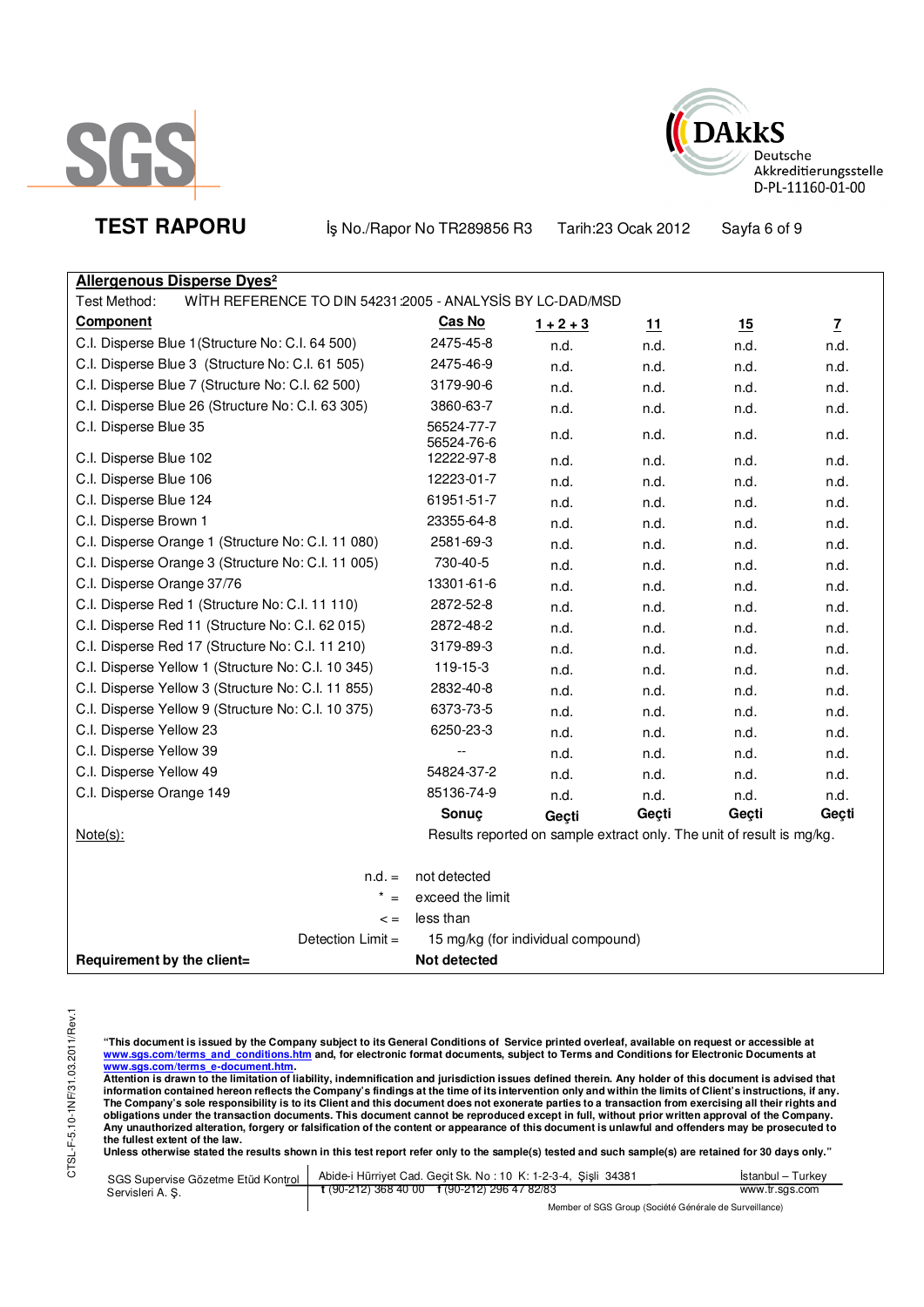**TEST RAPORU** İş No./Rapor No TR289856 R3 Tarih:23 Ocak 2012

**Allergenous Disperse Dyes²**

Test Method: WİTH REFERENCE TO DIN 54231:2005 - ANALYSİS BY LC-DAD/MSD

| Component | Cas No | 1 + 2 + 3 | 11 | 15 | 7 |
|---|---|---|---|---|---|
| C.I. Disperse Blue 1(Structure No: C.I. 64 500) | 2475-45-8 | n.d. | n.d. | n.d. | n.d. |
| C.I. Disperse Blue 3 (Structure No: C.I. 61 505) | 2475-46-9 | n.d. | n.d. | n.d. | n.d. |
| C.I. Disperse Blue 7 (Structure No: C.I. 62 500) | 3179-90-6 | n.d. | n.d. | n.d. | n.d. |
| C.I. Disperse Blue 26 (Structure No: C.I. 63 305) | 3860-63-7 | n.d. | n.d. | n.d. | n.d. |
| C.I. Disperse Blue 35 | 56524-77-7 56524-76-6 | n.d. | n.d. | n.d. | n.d. |
| C.I. Disperse Blue 102 | 12222-97-8 | n.d. | n.d. | n.d. | n.d. |
| C.I. Disperse Blue 106 | 12223-01-7 | n.d. | n.d. | n.d. | n.d. |
| C.I. Disperse Blue 124 | 61951-51-7 | n.d. | n.d. | n.d. | n.d. |
| C.I. Disperse Brown 1 | 23355-64-8 | n.d. | n.d. | n.d. | n.d. |
| C.I. Disperse Orange 1 (Structure No: C.I. 11 080) | 2581-69-3 | n.d. | n.d. | n.d. | n.d. |
| C.I. Disperse Orange 3 (Structure No: C.I. 11 005) | 730-40-5 | n.d. | n.d. | n.d. | n.d. |
| C.I. Disperse Orange 37/76 | 13301-61-6 | n.d. | n.d. | n.d. | n.d. |
| C.I. Disperse Red 1 (Structure No: C.I. 11 110) | 2872-52-8 | n.d. | n.d. | n.d. | n.d. |
| C.I. Disperse Red 11 (Structure No: C.I. 62 015) | 2872-48-2 | n.d. | n.d. | n.d. | n.d. |
| C.I. Disperse Red 17 (Structure No: C.I. 11 210) | 3179-89-3 | n.d. | n.d. | n.d. | n.d. |
| C.I. Disperse Yellow 1 (Structure No: C.I. 10 345) | 119-15-3 | n.d. | n.d. | n.d. | n.d. |
| C.I. Disperse Yellow 3 (Structure No: C.I. 11 855) | 2832-40-8 | n.d. | n.d. | n.d. | n.d. |
| C.I. Disperse Yellow 9 (Structure No: C.I. 10 375) | 6373-73-5 | n.d. | n.d. | n.d. | n.d. |
| C.I. Disperse Yellow 23 | 6250-23-3 | n.d. | n.d. | n.d. | n.d. |
| C.I. Disperse Yellow 39 | -- | n.d. | n.d. | n.d. | n.d. |
| C.I. Disperse Yellow 49 | 54824-37-2 | n.d. | n.d. | n.d. | n.d. |
| C.I. Disperse Orange 149 | 85136-74-9 | n.d. | n.d. | n.d. | n.d. |
| | **Sonuç** | **Geçti** | **Geçti** | **Geçti** | **Geçti** |

Note(s): Results reported on sample extract only. The unit of result is mg/kg.

n.d. = not detected
* = exceed the limit
< = less than
Detection Limit = 15 mg/kg (for individual compound)

**Requirement by the client= Not detected**

**"This document is issued by the Company subject to its General Conditions of Service printed overleaf, available on request or accessible at www.sgs.com/terms_and_conditions.htm and, for electronic format documents, subject to Terms and Conditions for Electronic Documents at www.sgs.com/terms_e-document.htm.**
**Attention is drawn to the limitation of liability, indemnification and jurisdiction issues defined therein. Any holder of this document is advised that information contained hereon reflects the Company's findings at the time of its intervention only and within the limits of Client's instructions, if any. The Company's sole responsibility is to its Client and this document does not exonerate parties to a transaction from exercising all their rights and obligations under the transaction documents. This document cannot be reproduced except in full, without prior written approval of the Company. Any unauthorized alteration, forgery or falsification of the content or appearance of this document is unlawful and offenders may be prosecuted to the fullest extent of the law.**
**Unless otherwise stated the results shown in this test report refer only to the sample(s) tested and such sample(s) are retained for 30 days only."**

SGS Supervise Gözetme Etüd Kontrol Servisleri A. Ş. | Abide-i Hürriyet Cad. Geçit Sk. No : 10 K: 1-2-3-4, Şişli 34381 | İstanbul – Turkey
t (90-212) 368 40 00 f (90-212) 296 47 82/83 | www.tr.sgs.com

Member of SGS Group (Société Générale de Surveillance)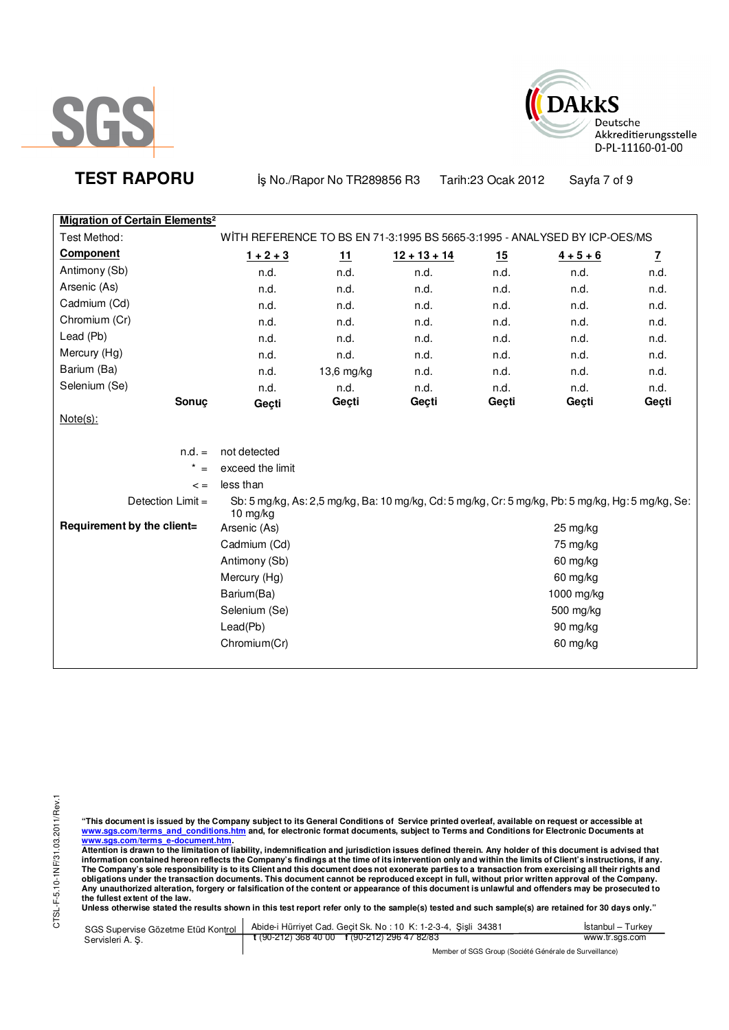**SGS**

**DAkkS** Deutsche Akkreditierungsstelle D-PL-11160-01-00

## TEST RAPORU

İş No./Rapor No TR289856 R3 Tarih:23 Ocak 2012

**Migration of Certain Elements²**

Test Method: WİTH REFERENCE TO BS EN 71-3:1995 BS 5665-3:1995 - ANALYSED BY ICP-OES/MS

| **Component** | **1 + 2 + 3** | **11** | **12 + 13 + 14** | **15** | **4 + 5 + 6** | **7** |
|---|---|---|---|---|---|---|
| Antimony (Sb) | n.d. | n.d. | n.d. | n.d. | n.d. | n.d. |
| Arsenic (As) | n.d. | n.d. | n.d. | n.d. | n.d. | n.d. |
| Cadmium (Cd) | n.d. | n.d. | n.d. | n.d. | n.d. | n.d. |
| Chromium (Cr) | n.d. | n.d. | n.d. | n.d. | n.d. | n.d. |
| Lead (Pb) | n.d. | n.d. | n.d. | n.d. | n.d. | n.d. |
| Mercury (Hg) | n.d. | n.d. | n.d. | n.d. | n.d. | n.d. |
| Barium (Ba) | n.d. | 13,6 mg/kg | n.d. | n.d. | n.d. | n.d. |
| Selenium (Se) | n.d. | n.d. | n.d. | n.d. | n.d. | n.d. |
| **Sonuç** | **Geçti** | **Geçti** | **Geçti** | **Geçti** | **Geçti** | **Geçti** |

Note(s):

n.d. = not detected

\* = exceed the limit

< = less than

Detection Limit = Sb: 5 mg/kg, As: 2,5 mg/kg, Ba: 10 mg/kg, Cd: 5 mg/kg, Cr: 5 mg/kg, Pb: 5 mg/kg, Hg: 5 mg/kg, Se: 10 mg/kg

**Requirement by the client=**

| | |
|---|---|
| Arsenic (As) | 25 mg/kg |
| Cadmium (Cd) | 75 mg/kg |
| Antimony (Sb) | 60 mg/kg |
| Mercury (Hg) | 60 mg/kg |
| Barium(Ba) | 1000 mg/kg |
| Selenium (Se) | 500 mg/kg |
| Lead(Pb) | 90 mg/kg |
| Chromium(Cr) | 60 mg/kg |

CTSL-F-5.10-1NF/31.03.2011/Rev.1

**"This document is issued by the Company subject to its General Conditions of Service printed overleaf, available on request or accessible at www.sgs.com/terms_and_conditions.htm and, for electronic format documents, subject to Terms and Conditions for Electronic Documents at www.sgs.com/terms_e-document.htm.**
**Attention is drawn to the limitation of liability, indemnification and jurisdiction issues defined therein. Any holder of this document is advised that information contained hereon reflects the Company's findings at the time of its intervention only and within the limits of Client's instructions, if any. The Company's sole responsibility is to its Client and this document does not exonerate parties to a transaction from exercising all their rights and obligations under the transaction documents. This document cannot be reproduced except in full, without prior written approval of the Company. Any unauthorized alteration, forgery or falsification of the content or appearance of this document is unlawful and offenders may be prosecuted to the fullest extent of the law.**
**Unless otherwise stated the results shown in this test report refer only to the sample(s) tested and such sample(s) are retained for 30 days only."**

SGS Supervise Gözetme Etüd Kontrol Servisleri A. Ş. | Abide-i Hürriyet Cad. Geçit Sk. No : 10 K: 1-2-3-4, Şişli 34381 | t (90-212) 368 40 00 f (90-212) 296 47 82/83 | İstanbul – Turkey | www.tr.sgs.com

Member of SGS Group (Société Générale de Surveillance)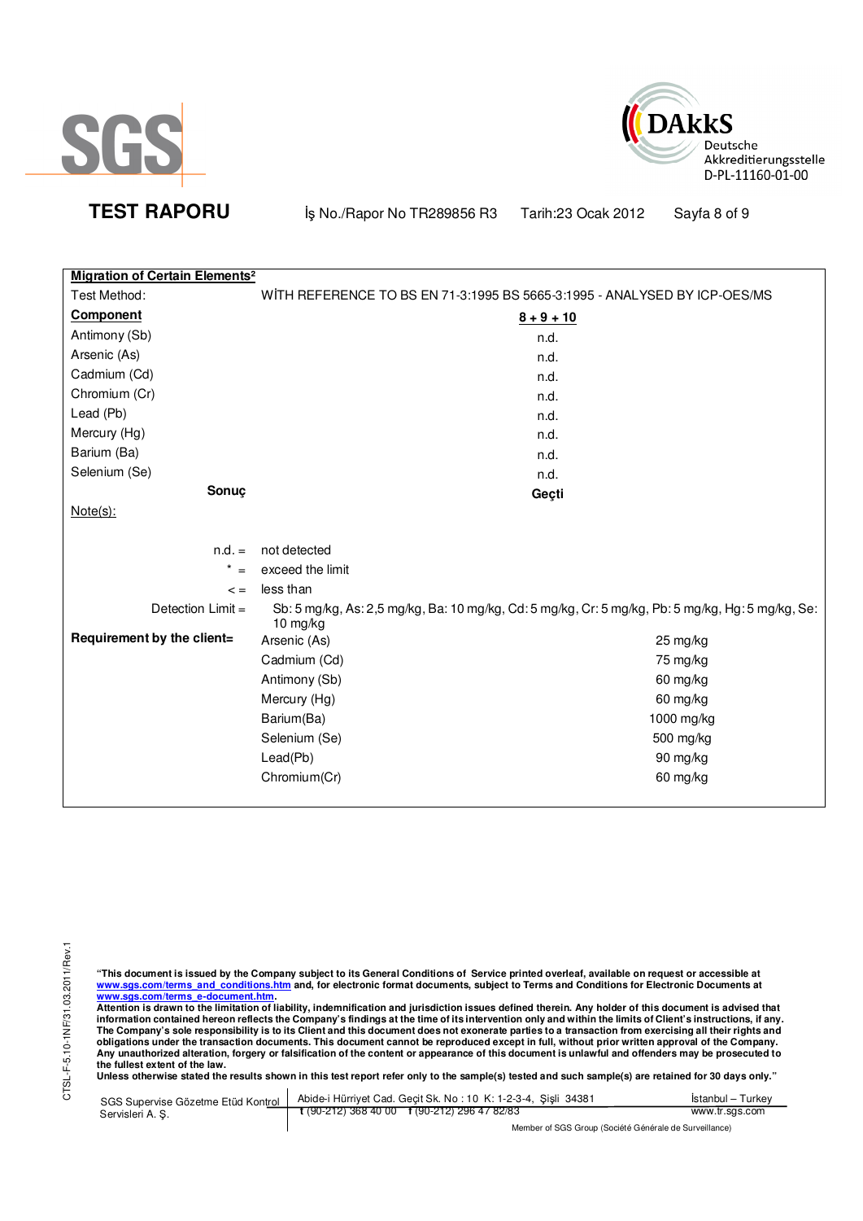**TEST RAPORU** İş No./Rapor No TR289856 R3 Tarih:23 Ocak 2012

## Migration of Certain Elements[2]

Test Method: WİTH REFERENCE TO BS EN 71-3:1995 BS 5665-3:1995 - ANALYSED BY ICP-OES/MS

| **Component** | **8 + 9 + 10** |
|---|---|
| Antimony (Sb) | n.d. |
| Arsenic (As) | n.d. |
| Cadmium (Cd) | n.d. |
| Chromium (Cr) | n.d. |
| Lead (Pb) | n.d. |
| Mercury (Hg) | n.d. |
| Barium (Ba) | n.d. |
| Selenium (Se) | n.d. |
| **Sonuç** | **Geçti** |

Note(s):

n.d. = not detected

\* = exceed the limit

< = less than

Detection Limit = Sb: 5 mg/kg, As: 2,5 mg/kg, Ba: 10 mg/kg, Cd: 5 mg/kg, Cr: 5 mg/kg, Pb: 5 mg/kg, Hg: 5 mg/kg, Se: 10 mg/kg

**Requirement by the client=**

| Element | Limit |
|---|---|
| Arsenic (As) | 25 mg/kg |
| Cadmium (Cd) | 75 mg/kg |
| Antimony (Sb) | 60 mg/kg |
| Mercury (Hg) | 60 mg/kg |
| Barium(Ba) | 1000 mg/kg |
| Selenium (Se) | 500 mg/kg |
| Lead(Pb) | 90 mg/kg |
| Chromium(Cr) | 60 mg/kg |

**"This document is issued by the Company subject to its General Conditions of Service printed overleaf, available on request or accessible at www.sgs.com/terms_and_conditions.htm and, for electronic format documents, subject to Terms and Conditions for Electronic Documents at www.sgs.com/terms_e-document.htm.**
**Attention is drawn to the limitation of liability, indemnification and jurisdiction issues defined therein. Any holder of this document is advised that information contained hereon reflects the Company's findings at the time of its intervention only and within the limits of Client's instructions, if any. The Company's sole responsibility is to its Client and this document does not exonerate parties to a transaction from exercising all their rights and obligations under the transaction documents. This document cannot be reproduced except in full, without prior written approval of the Company. Any unauthorized alteration, forgery or falsification of the content or appearance of this document is unlawful and offenders may be prosecuted to the fullest extent of the law.**
**Unless otherwise stated the results shown in this test report refer only to the sample(s) tested and such sample(s) are retained for 30 days only."**

SGS Supervise Gözetme Etüd Kontrol Servisleri A. Ş. | Abide-i Hürriyet Cad. Geçit Sk. No : 10 K: 1-2-3-4, Şişli 34381 İstanbul – Turkey | t (90-212) 368 40 00 f (90-212) 296 47 82/83 | www.tr.sgs.com

Member of SGS Group (Société Générale de Surveillance)

CTSL-F-5.10-1NF/31.03.2011/Rev.1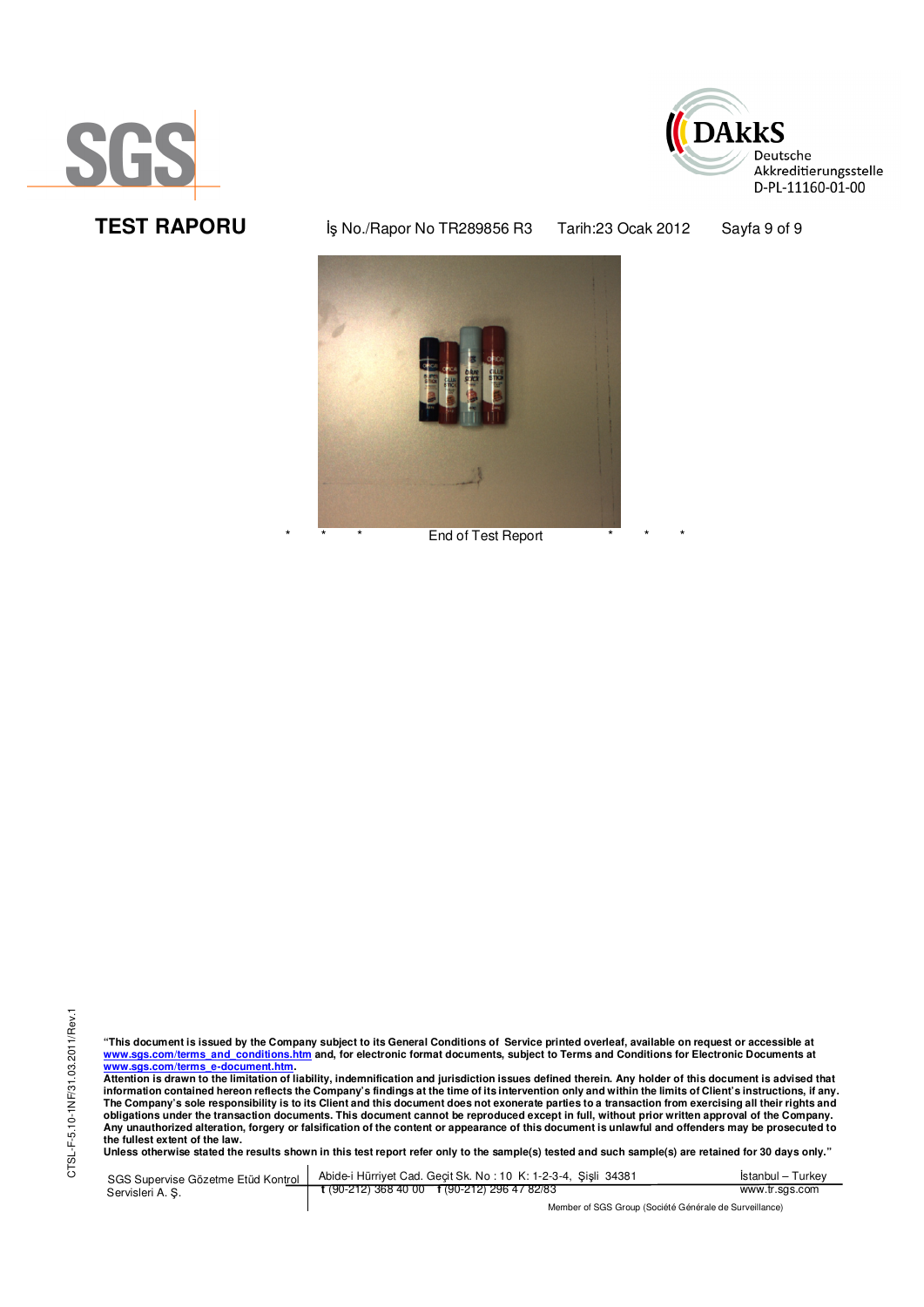\*     \*     \*     End of Test Report     \*     \*     \*

"This document is issued by the Company subject to its General Conditions of Service printed overleaf, available on request or accessible at www.sgs.com/terms_and_conditions.htm and, for electronic format documents, subject to Terms and Conditions for Electronic Documents at www.sgs.com/terms_e-document.htm.
Attention is drawn to the limitation of liability, indemnification and jurisdiction issues defined therein. Any holder of this document is advised that information contained hereon reflects the Company's findings at the time of its intervention only and within the limits of Client's instructions, if any. The Company's sole responsibility is to its Client and this document does not exonerate parties to a transaction from exercising all their rights and obligations under the transaction documents. This document cannot be reproduced except in full, without prior written approval of the Company. Any unauthorized alteration, forgery or falsification of the content or appearance of this document is unlawful and offenders may be prosecuted to the fullest extent of the law.
Unless otherwise stated the results shown in this test report refer only to the sample(s) tested and such sample(s) are retained for 30 days only."

SGS Supervise Gözetme Etüd Kontrol Servisleri A. Ş. | Abide-i Hürriyet Cad. Geçit Sk. No : 10 K: 1-2-3-4, Şişli 34381 | İstanbul – Turkey
t (90-212) 368 40 00 f (90-212) 296 47 82/83 | www.tr.sgs.com

Member of SGS Group (Société Générale de Surveillance)

CTSL-F-5.10-1NF/31.03.2011/Rev.1